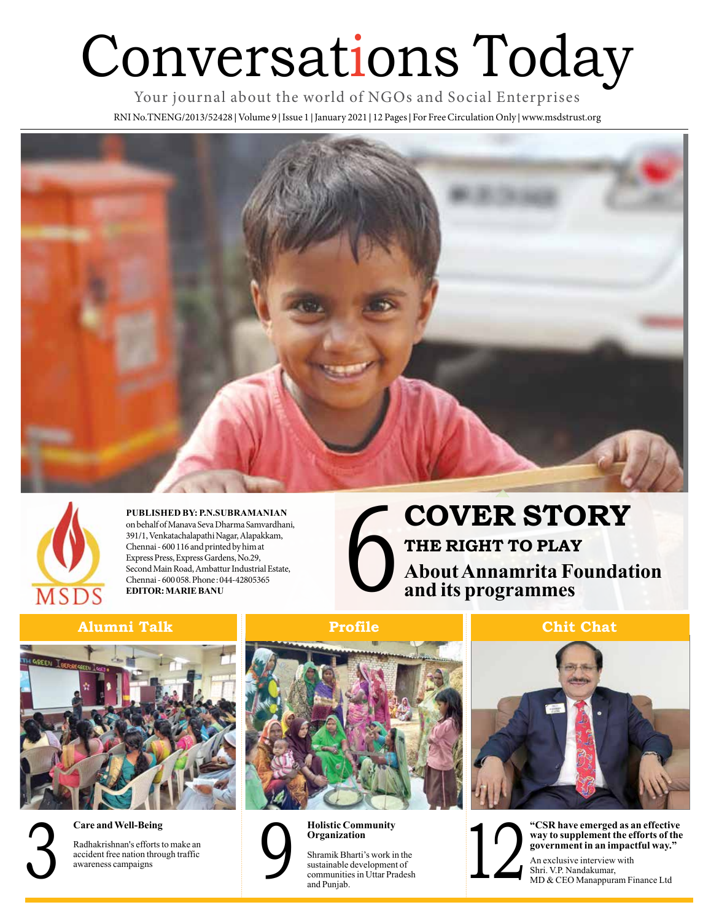# Conversations Today

Your journal about the world of NGOs and Social Enterprises

RNI No.TNENG/2013/52428 | Volume 9 | Issue 1 | January 2021 | 12 Pages | For Free Circulation Only | www.msdstrust.org

MSDS

**PUBLISHED BY: P.N.SUBRAMANIAN** on behalf of Manava Seva Dharma Samvardhani, 391/1, Venkatachalapathi Nagar, Alapakkam, Chennai - 600 116 and printed by him at Express Press, Express Gardens, No.29, Second Main Road, Ambattur Industrial Estate, Chennai - 600 058. Phone : 044-42805365
**EDITOR: MARIE BANU**

## 6 COVER STORY

### THE RIGHT TO PLAY

**About Annamrita Foundation and its programmes**

## Alumni Talk

**3 Care and Well-Being**

Radhakrishnan's efforts to make an accident free nation through traffic awareness campaigns

## Profile

**9 Holistic Community Organization**

Shramik Bharti's work in the sustainable development of communities in Uttar Pradesh and Punjab.

## Chit Chat

**12 "CSR have emerged as an effective way to supplement the efforts of the government in an impactful way."**

An exclusive interview with Shri. V.P. Nandakumar, MD & CEO Manappuram Finance Ltd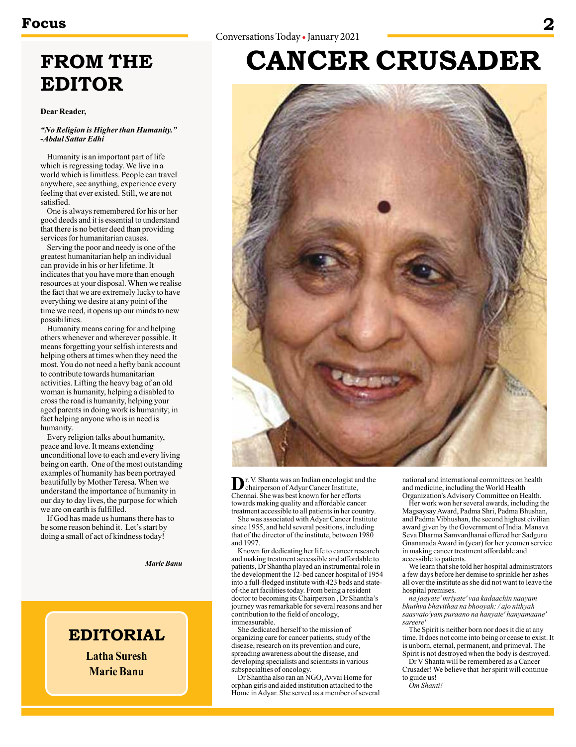# FROM THE EDITOR

**Dear Reader,**

***"No Religion is Higher than Humanity." -Abdul Sattar Edhi***

Humanity is an important part of life which is regressing today. We live in a world which is limitless. People can travel anywhere, see anything, experience every feeling that ever existed. Still, we are not satisfied.

One is always remembered for his or her good deeds and it is essential to understand that there is no better deed than providing services for humanitarian causes.

Serving the poor and needy is one of the greatest humanitarian help an individual can provide in his or her lifetime. It indicates that you have more than enough resources at your disposal. When we realise the fact that we are extremely lucky to have everything we desire at any point of the time we need, it opens up our minds to new possibilities.

Humanity means caring for and helping others whenever and wherever possible. It means forgetting your selfish interests and helping others at times when they need the most. You do not need a hefty bank account to contribute towards humanitarian activities. Lifting the heavy bag of an old woman is humanity, helping a disabled to cross the road is humanity, helping your aged parents in doing work is humanity; in fact helping anyone who is in need is humanity.

Every religion talks about humanity, peace and love. It means extending unconditional love to each and every living being on earth. One of the most outstanding examples of humanity has been portrayed beautifully by Mother Teresa. When we understand the importance of humanity in our day to day lives, the purpose for which we are on earth is fulfilled.

If God has made us humans there has to be some reason behind it. Let's start by doing a small of act of kindness today!

***Marie Banu***

## EDITORIAL

**Latha Suresh**
**Marie Banu**

# CANCER CRUSADER

Dr. V. Shanta was an Indian oncologist and the chairperson of Adyar Cancer Institute, Chennai. She was best known for her efforts towards making quality and affordable cancer treatment accessible to all patients in her country.

She was associated with Adyar Cancer Institute since 1955, and held several positions, including that of the director of the institute, between 1980 and 1997.

Known for dedicating her life to cancer research and making treatment accessible and affordable to patients, Dr Shantha played an instrumental role in the development the 12-bed cancer hospital of 1954 into a full-fledged institute with 423 beds and state-of-the art facilities today. From being a resident doctor to becoming its Chairperson , Dr Shantha's journey was remarkable for several reasons and her contribution to the field of oncology, immeasurable.

She dedicated herself to the mission of organizing care for cancer patients, study of the disease, research on its prevention and cure, spreading awareness about the disease, and developing specialists and scientists in various subspecialties of oncology.

Dr Shantha also ran an NGO, Avvai Home for orphan girls and aided institution attached to the Home in Adyar. She served as a member of several national and international committees on health and medicine, including the World Health Organization's Advisory Committee on Health.

Her work won her several awards, including the Magsaysay Award, Padma Shri, Padma Bhushan, and Padma Vibhushan, the second highest civilian award given by the Government of India. Manava Seva Dharma Samvardhanai offered her Sadguru Gnananada Award in (year) for her yeomen service in making cancer treatment affordable and accessible to patients.

We learn that she told her hospital administrators a few days before her demise to sprinkle her ashes all over the institute as she did not want to leave the hospital premises.

*na jaayate' mriyate' vaa kadaachin naayam bhuthva bhavithaa na bhooyah: / ajo nithyah saasvato'yam puraano na hanyate' hanyamaane' sareere'*

The Spirit is neither born nor does it die at any time. It does not come into being or cease to exist. It is unborn, eternal, permanent, and primeval. The Spirit is not destroyed when the body is destroyed.

Dr V Shanta will be remembered as a Cancer Crusader! We believe that her spirit will continue to guide us!

*Om Shanti!*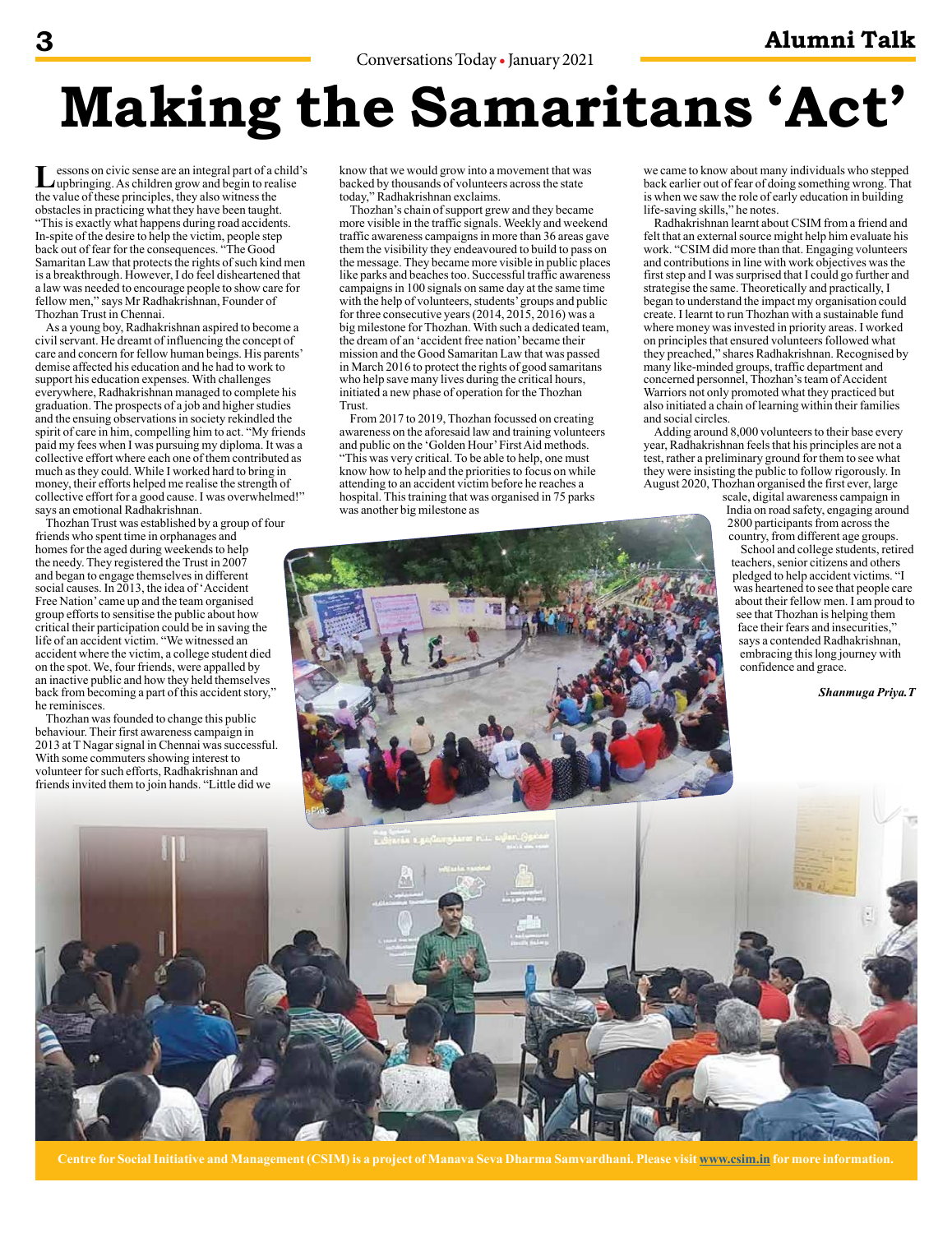# Making the Samaritans 'Act'

Lessons on civic sense are an integral part of a child's upbringing. As children grow and begin to realise the value of these principles, they also witness the obstacles in practicing what they have been taught. "This is exactly what happens during road accidents. In-spite of the desire to help the victim, people step back out of fear for the consequences. "The Good Samaritan Law that protects the rights of such kind men is a breakthrough. However, I do feel disheartened that a law was needed to encourage people to show care for fellow men," says Mr Radhakrishnan, Founder of Thozhan Trust in Chennai.

As a young boy, Radhakrishnan aspired to become a civil servant. He dreamt of influencing the concept of care and concern for fellow human beings. His parents' demise affected his education and he had to work to support his education expenses. With challenges everywhere, Radhakrishnan managed to complete his graduation. The prospects of a job and higher studies and the ensuing observations in society rekindled the spirit of care in him, compelling him to act. "My friends paid my fees when I was pursuing my diploma. It was a collective effort where each one of them contributed as much as they could. While I worked hard to bring in money, their efforts helped me realise the strength of collective effort for a good cause. I was overwhelmed!" says an emotional Radhakrishnan.

Thozhan Trust was established by a group of four friends who spent time in orphanages and homes for the aged during weekends to help the needy. They registered the Trust in 2007 and began to involve themselves in different social causes. In 2013, the idea of 'Accident Free Nation' came up and the team organised group efforts to sensitise the public about how critical their participation could be in saving the life of an accident victim. "We witnessed an accident where the victim, a college student died on the spot. We, four friends, were appalled by an inactive public and how they held themselves back from becoming a part of this accident story," he reminisces.

Thozhan was founded to change this public behaviour. Their first awareness campaign in 2013 at T Nagar signal in Chennai was successful. With some commuters showing interest to volunteer for such efforts, Radhakrishnan and friends invited them to join hands. "Little did we know that we would grow into a movement that was backed by thousands of volunteers across the state today," Radhakrishnan exclaims.

Thozhan's chain of support grew and they became more visible in the traffic signals. Weekly and weekend traffic awareness campaigns in more than 36 areas gave them the visibility they endeavoured to build to pass on the message. They became more visible in public places like parks and beaches too. Successful traffic awareness campaigns in 100 signals on same day at the same time with the help of volunteers, students' groups and public for three consecutive years (2014, 2015, 2016) was a big milestone for Thozhan. With such a dedicated team, the dream of an 'accident free nation' became their mission and the Good Samaritan Law that was passed in March 2016 to protect the rights of good samaritans who help save many lives during the critical hours, initiated a new phase of operation for the Thozhan Trust.

From 2017 to 2019, Thozhan focussed on creating awareness on the aforesaid law and training volunteers and public on the 'Golden Hour' First Aid methods. "This was very critical. To be able to help, one must know how to help and the priorities to focus on while attending to an accident victim before he reaches a hospital. This training that was organised in 75 parks was another big milestone as we came to know about many individuals who stepped back earlier out of fear of doing something wrong. That is when we saw the role of early education in building life-saving skills," he notes.

Radhakrishnan learnt about CSIM from a friend and felt that an external source might help him evaluate his work. "CSIM did more than that. Engaging volunteers and contributions in line with work objectives was the first step and I was surprised that I could go further and strategise the same. Theoretically and practically, I began to understand the impact my organisation could create. I learnt to run Thozhan with a sustainable fund where money was invested in priority areas. I worked on principles that ensured volunteers followed what they preached," shares Radhakrishnan. Recognised by many like-minded groups, traffic department and concerned personnel, Thozhan's team of Accident Warriors not only promoted what they practiced but also initiated a chain of learning within their families and social circles.

Adding around 8,000 volunteers to their base every year, Radhakrishnan feels that his principles are not a test, rather a preliminary ground for them to see what they were insisting the public to follow rigorously. In August 2020, Thozhan organised the first ever, large scale, digital awareness campaign in India on road safety, engaging around 2800 participants from across the country, from different age groups.

School and college students, retired teachers, senior citizens and others pledged to help accident victims. "I was heartened to see that people care about their fellow men. I am proud to see that Thozhan is helping them face their fears and insecurities," says a contended Radhakrishnan, embracing this long journey with confidence and grace.

***Shanmuga Priya.T***

**Centre for Social Initiative and Management (CSIM) is a project of Manava Seva Dharma Samvardhani. Please visit www.csim.in for more information.**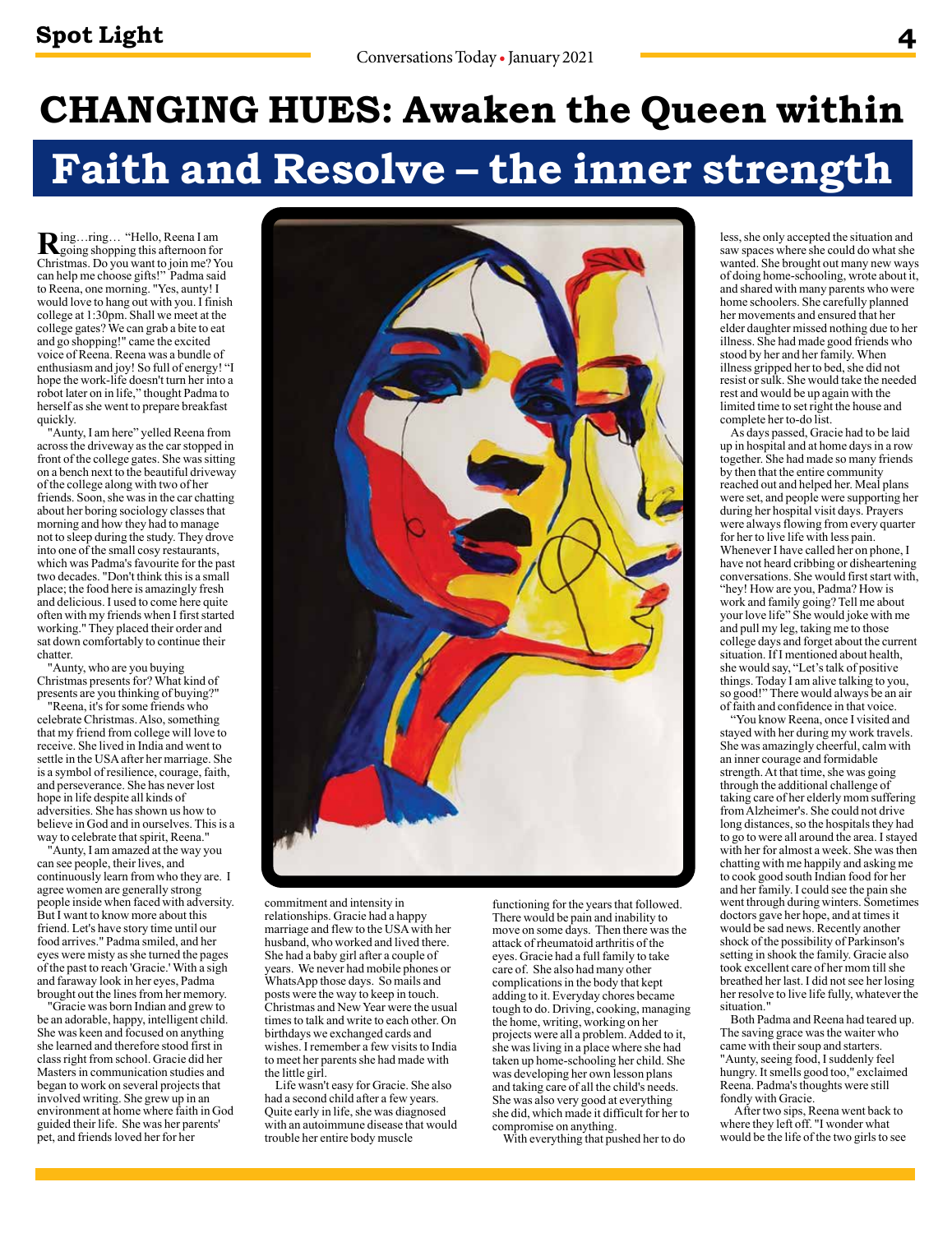# CHANGING HUES: Awaken the Queen within

# Faith and Resolve – the inner strength

Ring…ring… "Hello, Reena I am going shopping this afternoon for Christmas. Do you want to join me? You can help me choose gifts!" Padma said to Reena, one morning. "Yes, aunty! I would love to hang out with you. I finish college at 1:30pm. Shall we meet at the college gates? We can grab a bite to eat and go shopping!" came the excited voice of Reena. Reena was a bundle of enthusiasm and joy! So full of energy! "I hope the work-life doesn't turn her into a robot later on in life," thought Padma to herself as she went to prepare breakfast quickly.

"Aunty, I am here" yelled Reena from across the driveway as the car stopped in front of the college gates. She was sitting on a bench next to the beautiful driveway of the college along with two of her friends. Soon, she was in the car chatting about her boring sociology classes that morning and how they had to manage not to sleep during the study. They drove into one of the small cosy restaurants, which was Padma's favourite for the past two decades. "Don't think this is a small place; the food here is amazingly fresh and delicious. I used to come here quite often with my friends when I first started working." They placed their order and sat down comfortably to continue their chatter.

"Aunty, who are you buying Christmas presents for? What kind of presents are you thinking of buying?"

"Reena, it's for some friends who celebrate Christmas. Also, something that my friend from college will love to receive. She lived in India and went to settle in the USA after her marriage. She is a symbol of resilience, courage, faith, and perseverance. She has never lost hope in life despite all kinds of adversities. She has shown us how to believe in God and in ourselves. This is a way to celebrate that spirit, Reena."

"Aunty, I am amazed at the way you can see people, their lives, and continuously learn from who they are. I agree women are generally strong people inside when faced with adversity. But I want to know more about this friend. Let's have story time until our food arrives." Padma smiled, and her eyes were misty as she turned the pages of the past to reach 'Gracie.' With a sigh and faraway look in her eyes, Padma brought out the lines from her memory.

"Gracie was born Indian and grew to be an adorable, happy, intelligent child. She was keen and focused on anything she learned and therefore stood first in class right from school. Gracie did her Masters in communication studies and began to work on several projects that involved writing. She grew up in an environment at home where faith in God guided their life. She was her parents' pet, and friends loved her for her commitment and intensity in relationships. Gracie had a happy marriage and flew to the USA with her husband, who worked and lived there. She had a baby girl after a couple of years. We never had mobile phones or WhatsApp those days. So mails and posts were the way to keep in touch. Christmas and New Year were the usual times to talk and write to each other. On birthdays we exchanged cards and wishes. I remember a few visits to India to meet her parents she had made with the little girl.

Life wasn't easy for Gracie. She also had a second child after a few years. Quite early in life, she was diagnosed with an autoimmune disease that would trouble her entire body muscle functioning for the years that followed. There would be pain and inability to move on some days. Then there was the attack of rheumatoid arthritis of the eyes. Gracie had a full family to take care of. She also had many other complications in the body that kept adding to it. Everyday chores became tough to do. Driving, cooking, managing the home, writing, working on her projects were all a problem. Added to it, she was living in a place where she had taken up home-schooling her child. She was developing her own lesson plans and taking care of all the child's needs. She was also very good at everything she did, which made it difficult for her to compromise on anything.

With everything that pushed her to do less, she only accepted the situation and saw spaces where she could do what she wanted. She brought out many new ways of doing home-schooling, wrote about it, and shared with many parents who were home schoolers. She carefully planned her movements and ensured that her elder daughter missed nothing due to her illness. She had made good friends who stood by her and her family. When illness gripped her to bed, she did not resist or sulk. She would take the needed rest and would be up again with the limited time to set right the house and complete her to-do list.

As days passed, Gracie had to be laid up in hospital and at home days in a row together. She had made so many friends by then that the entire community reached out and helped her. Meal plans were set, and people were supporting her during her hospital visit days. Prayers were always flowing from every quarter for her to live life with less pain. Whenever I have called her on phone, I have not heard cribbing or disheartening conversations. She would first start with, "hey! How are you, Padma? How is work and family going? Tell me about your love life" She would joke with me and pull my leg, taking me to those college days and forget about the current situation. If I mentioned about health, she would say, "Let's talk of positive things. Today I am alive talking to you, so good!" There would always be an air of faith and confidence in that voice.

"You know Reena, once I visited and stayed with her during my work travels. She was amazingly cheerful, calm with an inner courage and formidable strength. At that time, she was going through the additional challenge of taking care of her elderly mom suffering from Alzheimer's. She could not drive long distances, so the hospitals they had to go to were all around the area. I stayed with her for almost a week. She was then chatting with me happily and asking me to cook good south Indian food for her and her family. I could see the pain she went through during winters. Sometimes doctors gave her hope, and at times it would be sad news. Recently another shock of the possibility of Parkinson's setting in shook the family. Gracie also took excellent care of her mom till she breathed her last. I did not see her losing her resolve to live life fully, whatever the situation."

Both Padma and Reena had teared up. The saving grace was the waiter who came with their soup and starters. "Aunty, seeing food, I suddenly feel hungry. It smells good too," exclaimed Reena. Padma's thoughts were still fondly with Gracie.

After two sips, Reena went back to where they left off. "I wonder what would be the life of the two girls to see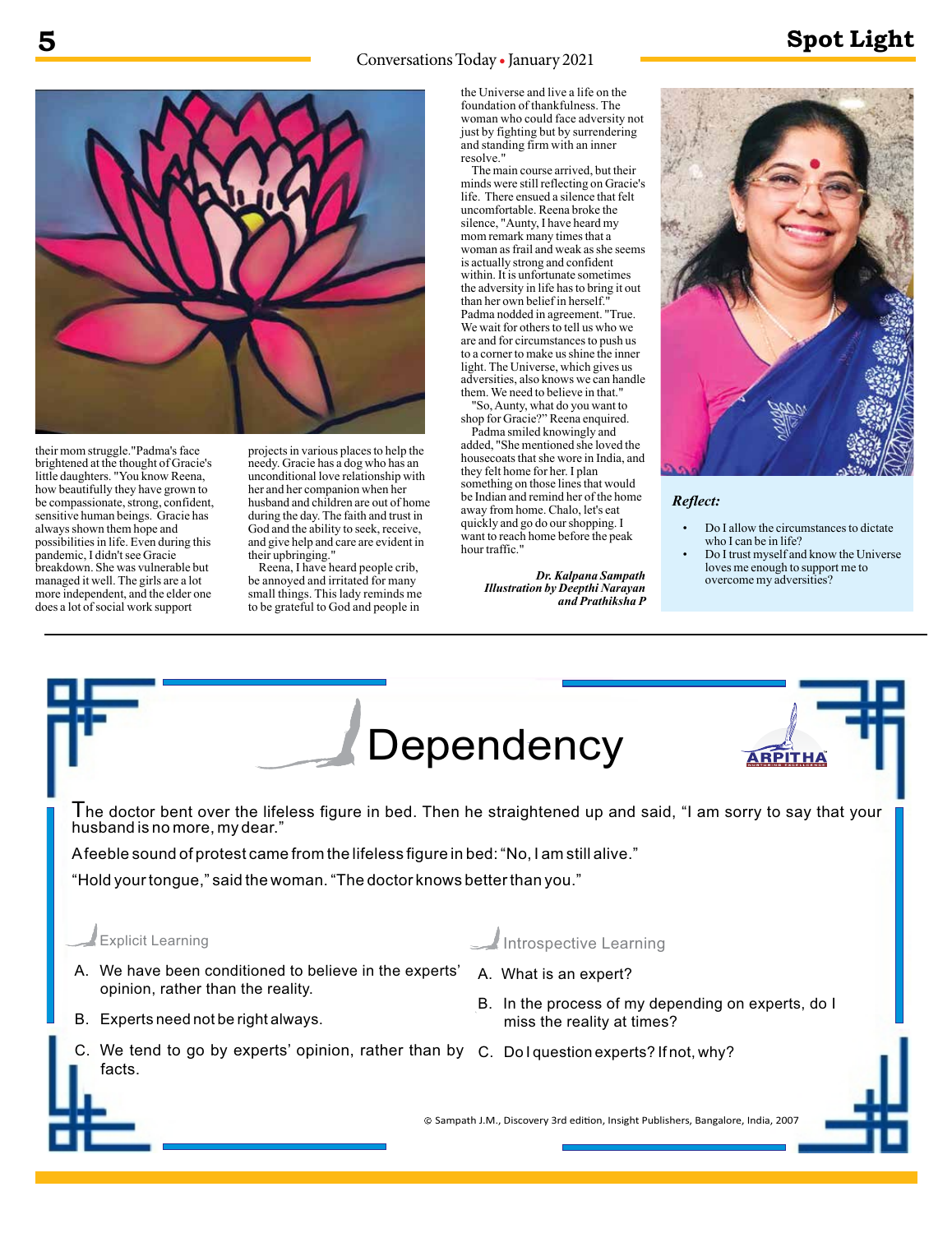their mom struggle."Padma's face brightened at the thought of Gracie's little daughters. "You know Reena, how beautifully they have grown to be compassionate, strong, confident, sensitive human beings. Gracie has always shown them hope and possibilities in life. Even during this pandemic, I didn't see Gracie breakdown. She was vulnerable but managed it well. The girls are a lot more independent, and the elder one does a lot of social work support projects in various places to help the needy. Gracie has a dog who has an unconditional love relationship with her and her companion when her husband and children are out of home during the day. The faith and trust in God and the ability to seek, receive, and give help and care are evident in their upbringing."

Reena, I have heard people crib, be annoyed and irritated for many small things. This lady reminds me to be grateful to God and people in the Universe and live a life on the foundation of thankfulness. The woman who could face adversity not just by fighting but by surrendering and standing firm with an inner resolve."

The main course arrived, but their minds were still reflecting on Gracie's life. There ensued a silence that felt uncomfortable. Reena broke the silence, "Aunty, I have heard my mom remark many times that a woman as frail and weak as she seems is actually strong and confident within. It is unfortunate sometimes the adversity in life has to bring it out than her own belief in herself." Padma nodded in agreement. "True. We wait for others to tell us who we are and for circumstances to push us to a corner to make us shine the inner light. The Universe, which gives us adversities, also knows we can handle them. We need to believe in that."

"So, Aunty, what do you want to shop for Gracie?" Reena enquired.

Padma smiled knowingly and added, "She mentioned she loved the housecoats that she wore in India, and they felt home for her. I plan something on those lines that would be Indian and remind her of the home away from home. Chalo, let's eat quickly and go do our shopping. I want to reach home before the peak hour traffic."

***Dr. Kalpana Sampath***
***Illustration by Deepthi Narayan and Prathiksha P***

***Reflect:***

- Do I allow the circumstances to dictate who I can be in life?
- Do I trust myself and know the Universe loves me enough to support me to overcome my adversities?

# Dependency

ARPITHA
NURTURING EXCELLENCE

The doctor bent over the lifeless figure in bed. Then he straightened up and said, "I am sorry to say that your husband is no more, my dear."

A feeble sound of protest came from the lifeless figure in bed: "No, I am still alive."

"Hold your tongue," said the woman. "The doctor knows better than you."

### Explicit Learning

A. We have been conditioned to believe in the experts' opinion, rather than the reality.

B. Experts need not be right always.

C. We tend to go by experts' opinion, rather than by facts.

### Introspective Learning

A. What is an expert?

B. In the process of my depending on experts, do I miss the reality at times?

C. Do I question experts? If not, why?

© Sampath J.M., Discovery 3rd edition, Insight Publishers, Bangalore, India, 2007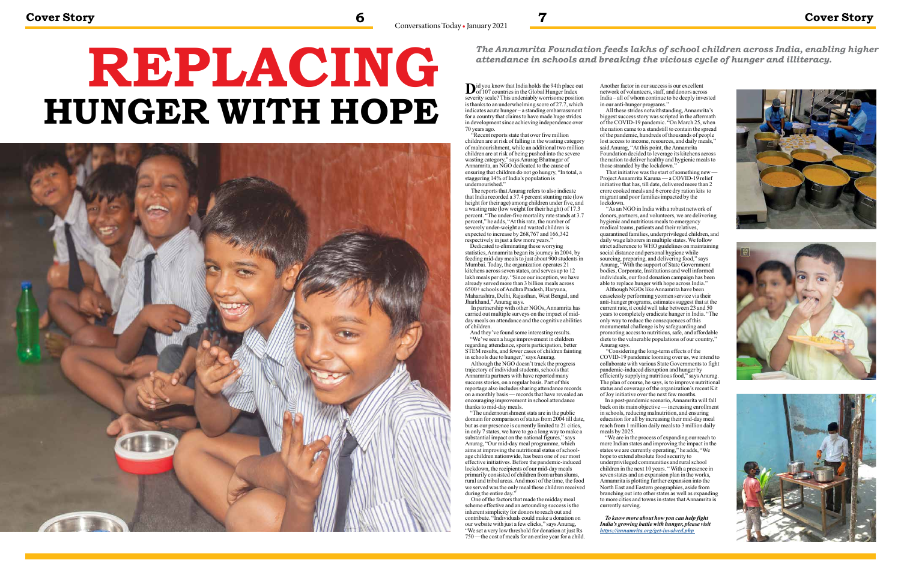# REPLACING HUNGER WITH HOPE

***The Annamrita Foundation feeds lakhs of school children across India, enabling higher attendance in schools and breaking the vicious cycle of hunger and illiteracy.***

Did you know that India holds the 94th place out of 107 countries in the Global Hunger Index severity scale? This undeniably worrisome position is thanks to an underwhelming score of 27.7, which indicates acute hunger – a standing embarrassment for a country that claims to have made huge strides in development since achieving independence over 70 years ago.

"Recent reports state that over five million children are at risk of falling in the wasting category of malnourishment, while an additional two million children are at risk of being pushed into the severe wasting category," says Anurag Bhatnagar of Annamrita, an NGO dedicated to the cause of ensuring that children do not go hungry, "In total, a staggering 14% of India's population is undernourished."

The reports that Anurag refers to also indicate that India recorded a 37.4 percent stunting rate (low height for their age) among children under five, and a wasting rate (low weight for their height) of 17.3 percent. "The under-five mortality rate stands at 3.7 percent," he adds, "At this rate, the number of severely under-weight and wasted children is expected to increase by 268,767 and 166,342 respectively in just a few more years."

Dedicated to eliminating these worrying statistics, Annamrita began its journey in 2004, by feeding mid-day meals to just about 900 students in Mumbai. Today, the organization operates 21 kitchens across seven states, and serves up to 12 lakh meals per day. "Since our inception, we have already served more than 3 billion meals across 6500+ schools of Andhra Pradesh, Haryana, Maharashtra, Delhi, Rajasthan, West Bengal, and Jharkhand," Anurag says.

In partnership with other NGOs, Annamrita has carried out multiple surveys on the impact of mid-day meals on attendance and the cognitive abilities of children.

And they've found some interesting results.

"We've seen a huge improvement in children regarding attendance, sports participation, better STEM results, and fewer cases of children fainting in schools due to hunger," says Anurag.

Although the NGO doesn't track the progress trajectory of individual students, schools that Annamrita partners with have reported many success stories, on a regular basis. Part of this reportage also includes sharing attendance records on a monthly basis — records that have revealed an encouraging improvement in school attendance thanks to mid-day meals.

"The undernourishment stats are in the public domain for comparison of status from 2004 till date, but as our presence is currently limited to 21 cities, in only 7 states, we have to go a long way to make a substantial impact on the national figures," says Anurag, "Our mid-day meal programme, which aims at improving the nutritional status of school-age children nationwide, has been one of our most effective initiatives. Before the pandemic-induced lockdown, the recipients of our mid-day meals primarily consisted of children from urban slums, rural and tribal areas. And most of the time, the food we served was the only meal these children received during the entire day."

One of the factors that made the midday meal scheme effective and an astounding success is the inherent simplicity for donors to reach out and contribute. "Individuals could make a donation on our website with just a few clicks," says Anurag, "We set a very low threshold for donation at just Rs 750 —the cost of meals for an entire year for a child. Another factor in our success is our excellent network of volunteers, staff, and donors across India – all of whom continue to be deeply invested in our anti-hunger programs."

All these strides notwithstanding, Annamrita's biggest success story was scripted in the aftermath of the COVID-19 pandemic. "On March 25, when the nation came to a standstill to contain the spread of the pandemic, hundreds of thousands of people lost access to income, resources, and daily meals," said Anurag, "At this point, the Annamrita Foundation decided to leverage its kitchens across the nation to deliver healthy and hygienic meals to those stranded by the lockdown."

That initiative was the start of something new — Project Annamrita Karuna — a COVID-19 relief initiative that has, till date, delivered more than 2 crore cooked meals and 6 crore dry ration kits to migrant and poor families impacted by the lockdown.

"As an NGO in India with a robust network of donors, partners, and volunteers, we are delivering hygienic and nutritious meals to emergency medical teams, patients and their relatives, quarantined families, underprivileged children, and daily wage laborers in multiple states. We follow strict adherence to WHO guidelines on maintaining social distance and personal hygiene while sourcing, preparing, and delivering food," says Anurag, "With the support of State Government bodies, Corporate, Institutions and well informed individuals, our food donation campaign has been able to replace hunger with hope across India."

Although NGOs like Annamrita have been ceaselessly performing yeomen service via their anti-hunger programs, estimates suggest that at the current rate, it could well take between 23 and 50 years to completely eradicate hunger in India. "The only way to reduce the consequences of this monumental challenge is by safeguarding and promoting access to nutritious, safe, and affordable diets to the vulnerable populations of our country," Anurag says.

"Considering the long-term effects of the COVID-19 pandemic looming over us, we intend to collaborate with various State Governments to fight pandemic-induced disruption and hunger by efficiently supplying nutritious food," says Anurag. The plan of course, he says, is to improve nutritional status and coverage of the organization's recent Kit of Joy initiative over the next few months.

In a post-pandemic scenario, Annamrita will fall back on its main objective — increasing enrollment in schools, reducing malnutrition, and ensuring education for all by increasing their mid-day meal reach from 1 million daily meals to 3 million daily meals by 2025.

"We are in the process of expanding our reach to more Indian states and improving the impact in the states we are currently operating," he adds, "We hope to extend absolute food security to underprivileged communities and rural school children in the next 10 years. " With a presence in seven states and an expansion plan in the works, Annamrita is plotting further expansion into the North East and Eastern geographies, aside from branching out into other states as well as expanding to more cities and towns in states that Annamrita is currently serving.

***To know more about how you can help fight India's growing battle with hunger, please visit [https://annamrita.org/get-involved.php](https://annamrita.org/get-involved.php)***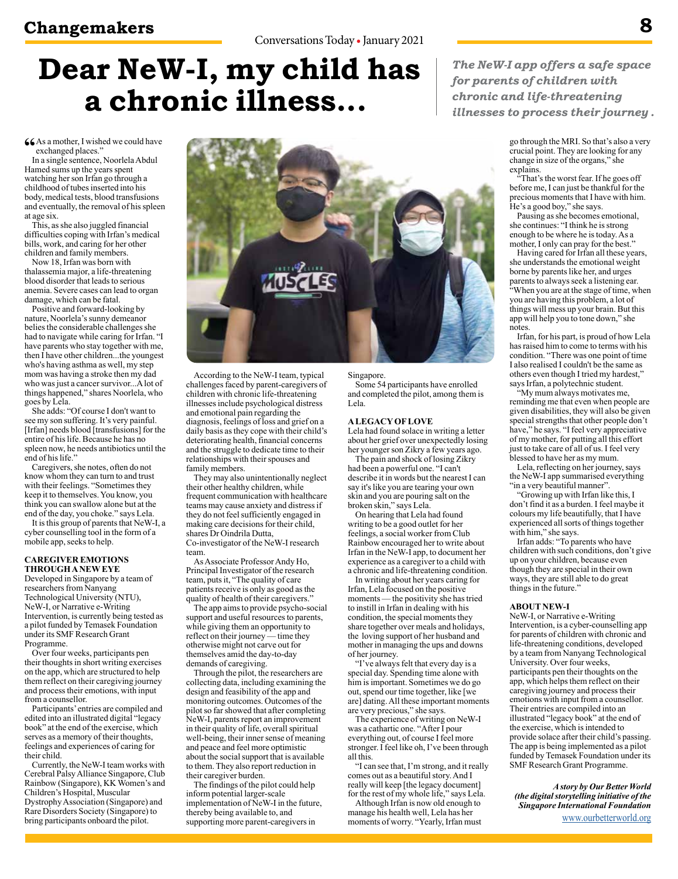# Dear NeW-I, my child has a chronic illness...

*The NeW-I app offers a safe space for parents of children with chronic and life-threatening illnesses to process their journey .*

"As a mother, I wished we could have exchanged places."

In a single sentence, Noorlela Abdul Hamed sums up the years spent watching her son Irfan go through a childhood of tubes inserted into his body, medical tests, blood transfusions and eventually, the removal of his spleen at age six.

This, as she also juggled financial difficulties coping with Irfan's medical bills, work, and caring for her other children and family members.

Now 18, Irfan was born with thalassemia major, a life-threatening blood disorder that leads to serious anemia. Severe cases can lead to organ damage, which can be fatal.

Positive and forward-looking by nature, Noorlela's sunny demeanor belies the considerable challenges she had to navigate while caring for Irfan. "I have parents who stay together with me, then I have other children...the youngest who's having asthma as well, my step mom was having a stroke then my dad who was just a cancer survivor...A lot of things happened," shares Noorlela, who goes by Lela.

She adds: "Of course I don't want to see my son suffering. It's very painful. [Irfan] needs blood [transfusions] for the entire of his life. Because he has no spleen now, he needs antibiotics until the end of his life."

Caregivers, she notes, often do not know whom they can turn to and trust with their feelings. "Sometimes they keep it to themselves. You know, you think you can swallow alone but at the end of the day, you choke." says Lela.

It is this group of parents that NeW-I, a cyber counselling tool in the form of a mobile app, seeks to help.

## CAREGIVER EMOTIONS THROUGH A NEW EYE

Developed in Singapore by a team of researchers from Nanyang Technological University (NTU), NeW-I, or Narrative e-Writing Intervention, is currently being tested as a pilot funded by Temasek Foundation under its SMF Research Grant Programme.

Over four weeks, participants pen their thoughts in short writing exercises on the app, which are structured to help them reflect on their caregiving journey and process their emotions, with input from a counsellor.

Participants' entries are compiled and edited into an illustrated digital "legacy book" at the end of the exercise, which serves as a memory of their thoughts, feelings and experiences of caring for their child.

Currently, the NeW-I team works with Cerebral Palsy Alliance Singapore, Club Rainbow (Singapore), KK Women's and Children's Hospital, Muscular Dystrophy Association (Singapore) and Rare Disorders Society (Singapore) to bring participants onboard the pilot.

According to the NeW-I team, typical challenges faced by parent-caregivers of children with chronic life-threatening illnesses include psychological distress and emotional pain regarding the diagnosis, feelings of loss and grief on a daily basis as they cope with their child's deteriorating health, financial concerns and the struggle to dedicate time to their relationships with their spouses and family members.

They may also unintentionally neglect their other healthy children, while frequent communication with healthcare teams may cause anxiety and distress if they do not feel sufficiently engaged in making care decisions for their child, shares Dr Oindrila Dutta, Co-investigator of the NeW-I research team.

As Associate Professor Andy Ho, Principal Investigator of the research team, puts it, "The quality of care patients receive is only as good as the quality of health of their caregivers."

The app aims to provide psycho-social support and useful resources to parents, while giving them an opportunity to reflect on their journey — time they otherwise might not carve out for themselves amid the day-to-day demands of caregiving.

Through the pilot, the researchers are collecting data, including examining the design and feasibility of the app and monitoring outcomes. Outcomes of the pilot so far showed that after completing NeW-I, parents report an improvement in their quality of life, overall spiritual well-being, their inner sense of meaning and peace and feel more optimistic about the social support that is available to them. They also report reduction in their caregiver burden.

The findings of the pilot could help inform potential larger-scale implementation of NeW-I in the future, thereby being available to, and supporting more parent-caregivers in Singapore.

Some 54 participants have enrolled and completed the pilot, among them is Lela.

## A LEGACY OF LOVE

Lela had found solace in writing a letter about her grief over unexpectedly losing her younger son Zikry a few years ago.

The pain and shock of losing Zikry had been a powerful one. "I can't describe it in words but the nearest I can say it's like you are tearing your own skin and you are pouring salt on the broken skin," says Lela.

On hearing that Lela had found writing to be a good outlet for her feelings, a social worker from Club Rainbow encouraged her to write about Irfan in the NeW-I app, to document her experience as a caregiver to a child with a chronic and life-threatening condition.

In writing about her years caring for Irfan, Lela focused on the positive moments — the positivity she has tried to instill in Irfan in dealing with his condition, the special moments they share together over meals and holidays, the loving support of her husband and mother in managing the ups and downs of her journey.

"I've always felt that every day is a special day. Spending time alone with him is important. Sometimes we do go out, spend our time together, like [we are] dating. All these important moments are very precious," she says.

The experience of writing on NeW-I was a cathartic one. "After I pour everything out, of course I feel more stronger. I feel like oh, I've been through all this.

"I can see that, I'm strong, and it really comes out as a beautiful story. And I really will keep [the legacy document] for the rest of my whole life," says Lela.

Although Irfan is now old enough to manage his health well, Lela has her moments of worry. "Yearly, Irfan must go through the MRI. So that's also a very crucial point. They are looking for any change in size of the organs," she explains.

"That's the worst fear. If he goes off before me, I can just be thankful for the precious moments that I have with him. He's a good boy," she says.

Pausing as she becomes emotional, she continues: "I think he is strong enough to be where he is today. As a mother, I only can pray for the best."

Having cared for Irfan all these years, she understands the emotional weight borne by parents like her, and urges parents to always seek a listening ear. "When you are at the stage of time, when you are having this problem, a lot of things will mess up your brain. But this app will help you to tone down," she notes.

Irfan, for his part, is proud of how Lela has raised him to come to terms with his condition. "There was one point of time I also realised I couldn't be the same as others even though I tried my hardest," says Irfan, a polytechnic student.

"My mum always motivates me, reminding me that even when people are given disabilities, they will also be given special strengths that other people don't have," he says. "I feel very appreciative of my mother, for putting all this effort just to take care of all of us. I feel very blessed to have her as my mum.

Lela, reflecting on her journey, says the NeW-I app summarised everything "in a very beautiful manner".

"Growing up with Irfan like this, I don't find it as a burden. I feel maybe it colours my life beautifully, that I have experienced all sorts of things together with him," she says.

Irfan adds: "To parents who have children with such conditions, don't give up on your children, because even though they are special in their own ways, they are still able to do great things in the future."

## ABOUT NEW-I

NeW-I, or Narrative e-Writing Intervention, is a cyber-counselling app for parents of children with chronic and life-threatening conditions, developed by a team from Nanyang Technological University. Over four weeks, participants pen their thoughts on the app, which helps them reflect on their caregiving journey and process their emotions with input from a counsellor. Their entries are compiled into an illustrated "legacy book" at the end of the exercise, which is intended to provide solace after their child's passing. The app is being implemented as a pilot funded by Temasek Foundation under its SMF Research Grant Programme.

*A story by Our Better World (the digital storytelling initiative of the Singapore International Foundation)*

www.ourbetterworld.org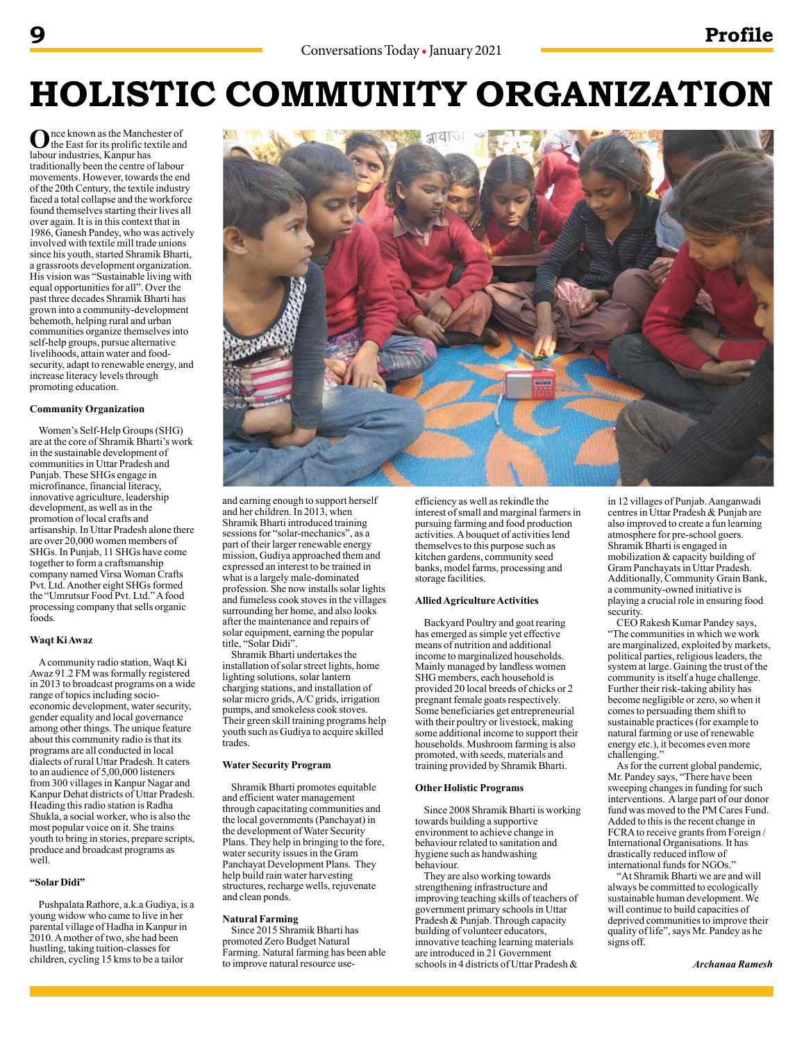# HOLISTIC COMMUNITY ORGANIZATION

Once known as the Manchester of the East for its prolific textile and labour industries, Kanpur has traditionally been the centre of labour movements. However, towards the end of the 20th Century, the textile industry faced a total collapse and the workforce found themselves starting their lives all over again. It is in this context that in 1986, Ganesh Pandey, who was actively involved with textile mill trade unions since his youth, started Shramik Bharti, a grassroots development organization. His vision was "Sustainable living with equal opportunities for all". Over the past three decades Shramik Bharti has grown into a community-development behemoth, helping rural and urban communities organize themselves into self-help groups, pursue alternative livelihoods, attain water and food-security, adapt to renewable energy, and increase literacy levels through promoting education.

**Community Organization**

Women's Self-Help Groups (SHG) are at the core of Shramik Bharti's work in the sustainable development of communities in Uttar Pradesh and Punjab. These SHGs engage in microfinance, financial literacy, innovative agriculture, leadership development, as well as in the promotion of local crafts and artisanship. In Uttar Pradesh alone there are over 20,000 women members of SHGs. In Punjab, 11 SHGs have come together to form a craftsmanship company named Virsa Woman Crafts Pvt. Ltd. Another eight SHGs formed the "Umrutsur Food Pvt. Ltd." A food processing company that sells organic foods.

**Waqt Ki Awaz**

A community radio station, Waqt Ki Awaz 91.2 FM was formally registered in 2013 to broadcast programs on a wide range of topics including socio-economic development, water security, gender equality and local governance among other things. The unique feature about this community radio is that its programs are all conducted in local dialects of rural Uttar Pradesh. It caters to an audience of 5,00,000 listeners from 300 villages in Kanpur Nagar and Kanpur Dehat districts of Uttar Pradesh. Heading this radio station is Radha Shukla, a social worker, who is also the most popular voice on it. She trains youth to bring in stories, prepare scripts, produce and broadcast programs as well.

**"Solar Didi"**

Pushpalata Rathore, a.k.a Gudiya, is a young widow who came to live in her parental village of Hadha in Kanpur in 2010. A mother of two, she had been hustling, taking tuition-classes for children, cycling 15 kms to be a tailor and earning enough to support herself and her children. In 2013, when Shramik Bharti introduced training sessions for "solar-mechanics", as a part of their larger renewable energy mission, Gudiya approached them and expressed an interest to be trained in what is a largely male-dominated profession. She now installs solar lights and fumeless cook stoves in the villages surrounding her home, and also looks after the maintenance and repairs of solar equipment, earning the popular title, "Solar Didi".

Shramik Bharti undertakes the installation of solar street lights, home lighting solutions, solar lantern charging stations, and installation of solar micro grids, A/C grids, irrigation pumps, and smokeless cook stoves. Their green skill training programs help youth such as Gudiya to acquire skilled trades.

**Water Security Program**

Shramik Bharti promotes equitable and efficient water management through capacitating communities and the local governments (Panchayat) in the development of Water Security Plans. They help in bringing to the fore, water security issues in the Gram Panchayat Development Plans. They help build rain water harvesting structures, recharge wells, rejuvenate and clean ponds.

**Natural Farming**

Since 2015 Shramik Bharti has promoted Zero Budget Natural Farming. Natural farming has been able to improve natural resource use-efficiency as well as rekindle the interest of small and marginal farmers in pursuing farming and food production activities. A bouquet of activities lend themselves to this purpose such as kitchen gardens, community seed banks, model farms, processing and storage facilities.

**Allied Agriculture Activities**

Backyard Poultry and goat rearing has emerged as simple yet effective means of nutrition and additional income to marginalized households. Mainly managed by landless women SHG members, each household is provided 20 local breeds of chicks or 2 pregnant female goats respectively. Some beneficiaries get entrepreneurial with their poultry or livestock, making some additional income to support their households. Mushroom farming is also promoted, with seeds, materials and training provided by Shramik Bharti.

**Other Holistic Programs**

Since 2008 Shramik Bharti is working towards building a supportive environment to achieve change in behaviour related to sanitation and hygiene such as handwashing behaviour.

They are also working towards strengthening infrastructure and improving teaching skills of teachers of government primary schools in Uttar Pradesh & Punjab. Through capacity building of volunteer educators, innovative teaching learning materials are introduced in 21 Government schools in 4 districts of Uttar Pradesh & in 12 villages of Punjab. Aanganwadi centres in Uttar Pradesh & Punjab are also improved to create a fun learning atmosphere for pre-school goers. Shramik Bharti is engaged in mobilization & capacity building of Gram Panchayats in Uttar Pradesh. Additionally, Community Grain Bank, a community-owned initiative is playing a crucial role in ensuring food security.

CEO Rakesh Kumar Pandey says, "The communities in which we work are marginalized, exploited by markets, political parties, religious leaders, the system at large. Gaining the trust of the community is itself a huge challenge. Further their risk-taking ability has become negligible or zero, so when it comes to persuading them shift to sustainable practices (for example to natural farming or use of renewable energy etc.), it becomes even more challenging."

As for the current global pandemic, Mr. Pandey says, "There have been sweeping changes in funding for such interventions. A large part of our donor fund was moved to the PM Cares Fund. Added to this is the recent change in FCRA to receive grants from Foreign / International Organisations. It has drastically reduced inflow of international funds for NGOs."

"At Shramik Bharti we are and will always be committed to ecologically sustainable human development. We will continue to build capacities of deprived communities to improve their quality of life", says Mr. Pandey as he signs off.

***Archanaa Ramesh***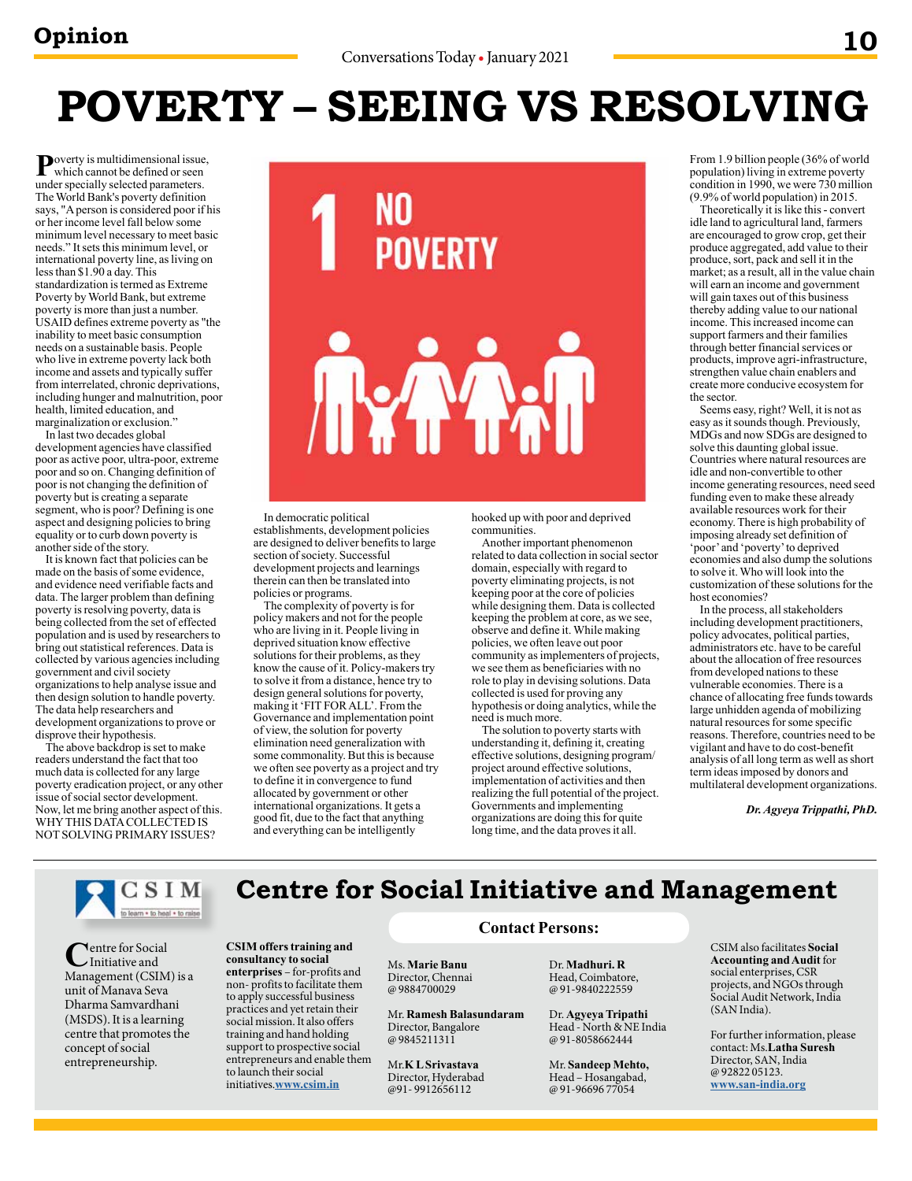# POVERTY – SEEING VS RESOLVING

Poverty is multidimensional issue, which cannot be defined or seen under specially selected parameters. The World Bank's poverty definition says, "A person is considered poor if his or her income level fall below some minimum level necessary to meet basic needs." It sets this minimum level, or international poverty line, as living on less than $1.90 a day. This standardization is termed as Extreme Poverty by World Bank, but extreme poverty is more than just a number. USAID defines extreme poverty as "the inability to meet basic consumption needs on a sustainable basis. People who live in extreme poverty lack both income and assets and typically suffer from interrelated, chronic deprivations, including hunger and malnutrition, poor health, limited education, and marginalization or exclusion."

In last two decades global development agencies have classified poor as active poor, ultra-poor, extreme poor and so on. Changing definition of poor is not changing the definition of poverty but is creating a separate segment, who is poor? Defining is one aspect and designing policies to bring equality or to curb down poverty is another side of the story.

It is known fact that policies can be made on the basis of some evidence, and evidence need verifiable facts and data. The larger problem than defining poverty is resolving poverty, data is being collected from the set of effected population and is used by researchers to bring out statistical references. Data is collected by various agencies including government and civil society organizations to help analyse issue and then design solution to handle poverty. The data help researchers and development organizations to prove or disprove their hypothesis.

The above backdrop is set to make readers understand the fact that too much data is collected for any large poverty eradication project, or any other issue of social sector development. Now, let me bring another aspect of this. WHY THIS DATA COLLECTED IS NOT SOLVING PRIMARY ISSUES?

1 NO POVERTY

In democratic political establishments, development policies are designed to deliver benefits to large section of society. Successful development projects and learnings therein can then be translated into policies or programs.

The complexity of poverty is for policy makers and not for the people who are living in it. People living in deprived situation know effective solutions for their problems, as they know the cause of it. Policy-makers try to solve it from a distance, hence try to design general solutions for poverty, making it 'FIT FOR ALL'. From the Governance and implementation point of view, the solution for poverty elimination need generalization with some commonality. But this is because we often see poverty as a project and try to define it in convergence to fund allocated by government or other international organizations. It gets a good fit, due to the fact that anything and everything can be intelligently hooked up with poor and deprived communities.

Another important phenomenon related to data collection in social sector domain, especially with regard to poverty eliminating projects, is not keeping poor at the core of policies while designing them. Data is collected keeping the problem at core, as we see, observe and define it. While making policies, we often leave out poor community as implementers of projects, we see them as beneficiaries with no role to play in devising solutions. Data collected is used for proving any hypothesis or doing analytics, while the need is much more.

The solution to poverty starts with understanding it, defining it, creating effective solutions, designing program/ project around effective solutions, implementation of activities and then realizing the full potential of the project. Governments and implementing organizations are doing this for quite long time, and the data proves it all.

From 1.9 billion people (36% of world population) living in extreme poverty condition in 1990, we were 730 million (9.9% of world population) in 2015.

Theoretically it is like this - convert idle land to agricultural land, farmers are encouraged to grow crop, get their produce aggregated, add value to their produce, sort, pack and sell it in the market; as a result, all in the value chain will earn an income and government will gain taxes out of this business thereby adding value to our national income. This increased income can support farmers and their families through better financial services or products, improve agri-infrastructure, strengthen value chain enablers and create more conducive ecosystem for the sector.

Seems easy, right? Well, it is not as easy as it sounds though. Previously, MDGs and now SDGs are designed to solve this daunting global issue. Countries where natural resources are idle and non-convertible to other income generating resources, need seed funding even to make these already available resources work for their economy. There is high probability of imposing already set definition of 'poor' and 'poverty' to deprived economies and also dump the solutions to solve it. Who will look into the customization of these solutions for the host economies?

In the process, all stakeholders including development practitioners, policy advocates, political parties, administrators etc. have to be careful about the allocation of free resources from developed nations to these vulnerable economies. There is a chance of allocating free funds towards large unhidden agenda of mobilizing natural resources for some specific reasons. Therefore, countries need to be vigilant and have to do cost-benefit analysis of all long term as well as short term ideas imposed by donors and multilateral development organizations.

***Dr. Agyeya Trippathi, PhD.***

---

## Centre for Social Initiative and Management

CSIM
to learn • to heal • to raise

Centre for Social Initiative and Management (CSIM) is a unit of Manava Seva Dharma Samvardhani (MSDS). It is a learning centre that promotes the concept of social entrepreneurship.

**CSIM offers training and consultancy to social enterprises** – for-profits and non- profits to facilitate them to apply successful business practices and yet retain their social mission. It also offers training and hand holding support to prospective social entrepreneurs and enable them to launch their social initiatives.www.csim.in

### Contact Persons:

Ms. **Marie Banu**
Director, Chennai
@ 9884700029

Mr. **Ramesh Balasundaram**
Director, Bangalore
@ 9845211311

Mr.**K L Srivastava**
Director, Hyderabad
@91- 9912656112

Dr. **Madhuri. R**
Head, Coimbatore,
@ 91-9840222559

Dr. **Agyeya Tripathi**
Head - North & NE India
@ 91-8058662444

Mr. **Sandeep Mehto,**
Head – Hosangabad,
@ 91-96696 77054

CSIM also facilitates **Social Accounting and Audit** for social enterprises, CSR projects, and NGOs through Social Audit Network, India (SAN India).

For further information, please contact: Ms.**Latha Suresh**
Director, SAN, India
@ 92822 05123.
www.san-india.org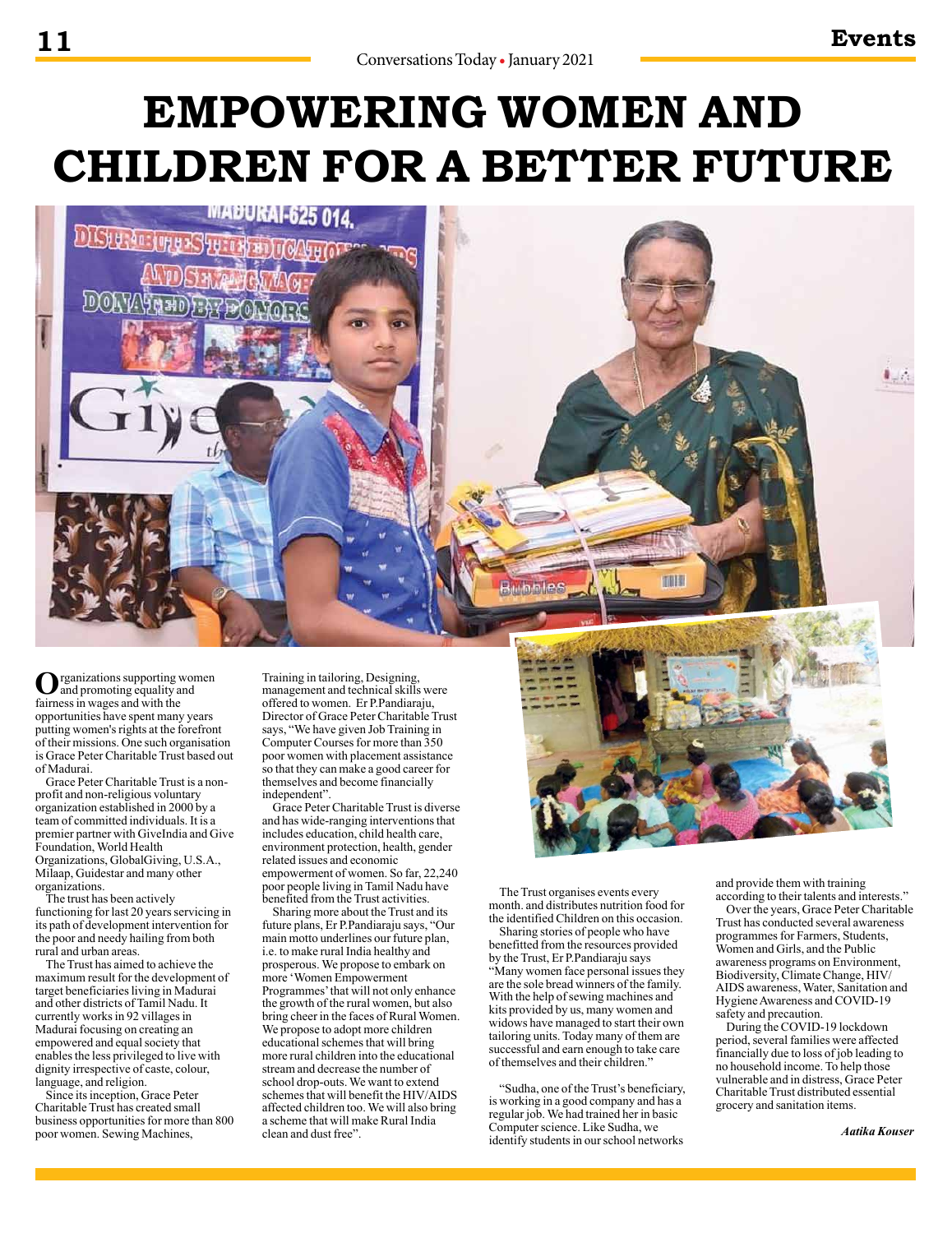# EMPOWERING WOMEN AND CHILDREN FOR A BETTER FUTURE

Organizations supporting women and promoting equality and fairness in wages and with the opportunities have spent many years putting women's rights at the forefront of their missions. One such organisation is Grace Peter Charitable Trust based out of Madurai.

Grace Peter Charitable Trust is a non-profit and non-religious voluntary organization established in 2000 by a team of committed individuals. It is a premier partner with GiveIndia and Give Foundation, World Health Organizations, GlobalGiving, U.S.A., Milaap, Guidestar and many other organizations.

The trust has been actively functioning for last 20 years servicing in its path of development intervention for the poor and needy hailing from both rural and urban areas.

The Trust has aimed to achieve the maximum result for the development of target beneficiaries living in Madurai and other districts of Tamil Nadu. It currently works in 92 villages in Madurai focusing on creating an empowered and equal society that enables the less privileged to live with dignity irrespective of caste, colour, language, and religion.

Since its inception, Grace Peter Charitable Trust has created small business opportunities for more than 800 poor women. Sewing Machines, Training in tailoring, Designing, management and technical skills were offered to women. Er P.Pandiaraju, Director of Grace Peter Charitable Trust says, "We have given Job Training in Computer Courses for more than 350 poor women with placement assistance so that they can make a good career for themselves and become financially independent".

Grace Peter Charitable Trust is diverse and has wide-ranging interventions that includes education, child health care, environment protection, health, gender related issues and economic empowerment of women. So far, 22,240 poor people living in Tamil Nadu have benefitted from the Trust activities.

Sharing more about the Trust and its future plans, Er P.Pandiaraju says, "Our main motto underlines our future plan, i.e. to make rural India healthy and prosperous. We propose to embark on more 'Women Empowerment Programmes' that will not only enhance the growth of the rural women, but also bring cheer in the faces of Rural Women. We propose to adopt more children educational schemes that will bring more rural children into the educational stream and decrease the number of school drop-outs. We want to extend schemes that will benefit the HIV/AIDS affected children too. We will also bring a scheme that will make Rural India clean and dust free".

The Trust organises events every month. and distributes nutrition food for the identified Children on this occasion.

Sharing stories of people who have benefitted from the resources provided by the Trust, Er P.Pandiaraju says "Many women face personal issues they are the sole bread winners of the family. With the help of sewing machines and kits provided by us, many women and widows have managed to start their own tailoring units. Today many of them are successful and earn enough to take care of themselves and their children."

"Sudha, one of the Trust's beneficiary, is working in a good company and has a regular job. We had trained her in basic Computer science. Like Sudha, we identify students in our school networks and provide them with training according to their talents and interests."

Over the years, Grace Peter Charitable Trust has conducted several awareness programmes for Farmers, Students, Women and Girls, and the Public awareness programs on Environment, Biodiversity, Climate Change, HIV/AIDS awareness, Water, Sanitation and Hygiene Awareness and COVID-19 safety and precaution.

During the COVID-19 lockdown period, several families were affected financially due to loss of job leading to no household income. To help those vulnerable and in distress, Grace Peter Charitable Trust distributed essential grocery and sanitation items.

*Aatika Kouser*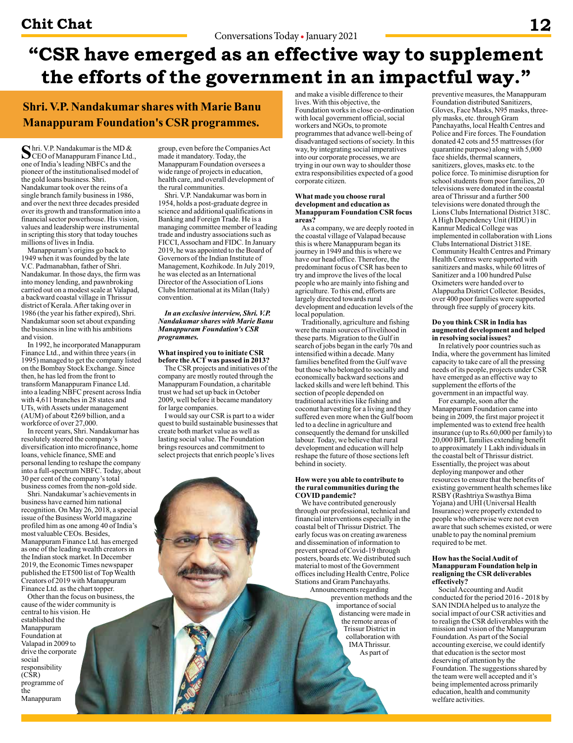# "CSR have emerged as an effective way to supplement the efforts of the government in an impactful way."

## Shri. V.P. Nandakumar shares with Marie Banu Manappuram Foundation's CSR programmes.

Shri. V.P. Nandakumar is the MD & CEO of Manappuram Finance Ltd., one of India's leading NBFCs and the pioneer of the institutionalised model of the gold loans business. Shri. Nandakumar took over the reins of a single branch family business in 1986, and over the next three decades presided over its growth and transformation into a financial sector powerhouse. His vision, values and leadership were instrumental in scripting this story that today touches millions of lives in India.

Manappuram's origins go back to 1949 when it was founded by the late V.C. Padmanabhan, father of Shri. Nandakumar. In those days, the firm was into money lending, and pawnbroking carried out on a modest scale at Valapad, a backward coastal village in Thrissur district of Kerala. After taking over in 1986 (the year his father expired), Shri. Nandakumar soon set about expanding the business in line with his ambitions and vision.

In 1992, he incorporated Manappuram Finance Ltd., and within three years (in 1995) managed to get the company listed on the Bombay Stock Exchange. Since then, he has led from the front to transform Manappuram Finance Ltd. into a leading NBFC present across India with 4,611 branches in 28 states and UTs, with Assets under management (AUM) of about ₹269 billion, and a workforce of over 27,000.

In recent years, Shri. Nandakumar has resolutely steered the company's diversification into microfinance, home loans, vehicle finance, SME and personal lending to reshape the company into a full-spectrum NBFC. Today, about 30 per cent of the company's total business comes from the non-gold side.

Shri. Nandakumar's achievements in business have earned him national recognition. On May 26, 2018, a special issue of the Business World magazine profiled him as one among 40 of India's most valuable CEOs. Besides, Manappuram Finance Ltd. has emerged as one of the leading wealth creators in the Indian stock market. In December 2019, the Economic Times newspaper published the ET500 list of Top Wealth Creators of 2019 with Manappuram Finance Ltd. as the chart topper.

Other than the focus on business, the cause of the wider community is central to his vision. He established the Manappuram Foundation at Valapad in 2009 to drive the corporate social responsibility (CSR) programme of the Manappuram group, even before the Companies Act made it mandatory. Today, the Manappuram Foundation oversees a wide range of projects in education, health care, and overall development of the rural communities.

Shri. V.P. Nandakumar was born in 1954, holds a post-graduate degree in science and additional qualifications in Banking and Foreign Trade. He is a managing committee member of leading trade and industry associations such as FICCI, Assocham and FIDC. In January 2019, he was appointed to the Board of Governors of the Indian Institute of Management, Kozhikode. In July 2019, he was elected as an International Director of the Association of Lions Clubs International at its Milan (Italy) convention.

*In an exclusive interview, Shri. V.P. Nandakumar shares with Marie Banu Manappuram Foundation's CSR programmes.*

**What inspired you to initiate CSR before the ACT was passed in 2013?**

The CSR projects and initiatives of the company are mostly routed through the Manappuram Foundation, a charitable trust we had set up back in October 2009, well before it became mandatory for large companies.

I would say our CSR is part to a wider quest to build sustainable businesses that create both market value as well as lasting social value. The Foundation brings resources and commitment to select projects that enrich people's lives and make a visible difference to their lives. With this objective, the Foundation works in close co-ordination with local government official, social workers and NGOs, to promote programmes that advance well-being of disadvantaged sections of society. In this way, by integrating social imperatives into our corporate processes, we are trying in our own way to shoulder those extra responsibilities expected of a good corporate citizen.

**What made you choose rural development and education as Manappuram Foundation CSR focus areas?**

As a company, we are deeply rooted in the coastal village of Valapad because this is where Manappuram began its journey in 1949 and this is where we have our head office. Therefore, the predominant focus of CSR has been to try and improve the lives of the local people who are mainly into fishing and agriculture. To this end, efforts are largely directed towards rural development and education levels of the local population.

Traditionally, agriculture and fishing were the main sources of livelihood in these parts. Migration to the Gulf in search of jobs began in the early 70s and intensified within a decade. Many families benefited from the Gulf wave but those who belonged to socially and economically backward sections and lacked skills and were left behind. This section of people depended on traditional activities like fishing and coconut harvesting for a living and they suffered even more when the Gulf boom led to a decline in agriculture and consequently the demand for unskilled labour. Today, we believe that rural development and education will help reshape the future of those sections left behind in society.

**How were you able to contribute to the rural communities during the COVID pandemic?**

We have contributed generously through our professional, technical and financial interventions especially in the coastal belt of Thrissur District. The early focus was on creating awareness and dissemination of information to prevent spread of Covid-19 through posters, boards etc. We distributed such material to most of the Government offices including Health Centre, Police Stations and Gram Panchayaths. Announcements regarding prevention methods and the importance of social distancing were made in the remote areas of Trissur District in collaboration with IMA Thrissur. As part of preventive measures, the Manappuram Foundation distributed Sanitizers, Gloves, Face Masks, N95 masks, three-ply masks, etc. through Gram Panchayaths, local Health Centres and Police and Fire forces. The Foundation donated 42 cots and 55 mattresses (for quarantine purpose) along with 5,000 face shields, thermal scanners, sanitizers, gloves, masks etc. to the police force. To minimise disruption for school students from poor families, 20 televisions were donated in the coastal area of Thrissur and a further 500 televisions were donated through the Lions Clubs International District 318C. A High Dependency Unit (HDU) in Kannur Medical College was implemented in collaboration with Lions Clubs International District 318E. Community Health Centres and Primary Health Centres were supported with sanitizers and masks, while 60 litres of Sanitizer and a 100 hundred Pulse Oximeters were handed over to Alappuzha District Collector. Besides, over 400 poor families were supported through free supply of grocery kits.

**Do you think CSR in India has augmented development and helped in resolving social issues?**

In relatively poor countries such as India, where the government has limited capacity to take care of all the pressing needs of its people, projects under CSR have emerged as an effective way to supplement the efforts of the government in an impactful way.

For example, soon after the Manappuram Foundation came into being in 2009, the first major project it implemented was to extend free health insurance (up to Rs.60,000 per family) to 20,000 BPL families extending benefit to approximately 1 Lakh individuals in the coastal belt of Thrissur district. Essentially, the project was about deploying manpower and other resources to ensure that the benefits of existing government health schemes like RSBY (Rashtriya Swasthya Bima Yojana) and UHI (Universal Health Insurance) were properly extended to people who otherwise were not even aware that such schemes existed, or were unable to pay the nominal premium required to be met.

**How has the Social Audit of Manappuram Foundation help in realigning the CSR deliverables effectively?**

Social Accounting and Audit conducted for the period 2016 - 2018 by SAN INDIA helped us to analyze the social impact of our CSR activities and to realign the CSR deliverables with the mission and vision of the Manappuram Foundation. As part of the Social accounting exercise, we could identify that education is the sector most deserving of attention by the Foundation. The suggestions shared by the team were well accepted and it's being implemented across primarily education, health and community welfare activities.